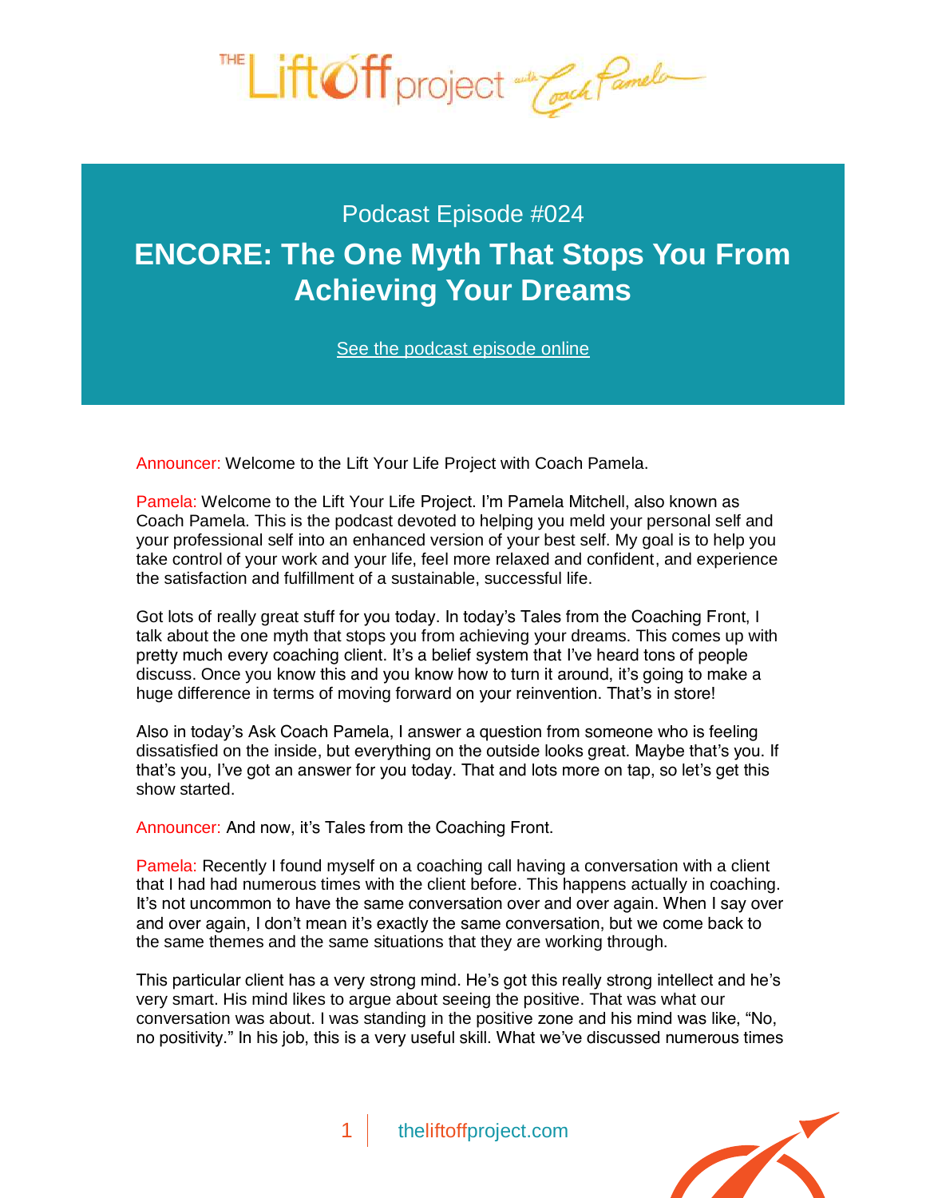Podcast Episode #024

# ENCORE: The One Myth That Stops You From Achieving Your Dreams

See the podcast episode online

Announcer: Welcome to the Lift Your Life Project with Coach Pamela.

Pamela: Welcome to the Lift Your Life Project. I'm Pamela Mitchell, also known as Coach Pamela. This is the podcast devoted to helping you meld your personal self and your professional self into an enhanced version of your best self. My goal is to help you take control of your work and your life, feel more relaxed and confident, and experience the satisfaction and fulfillment of a sustainable, successful life.

Got lots of really great stuff for you today. In today's Tales from the Coaching Front, I talk about the one myth that stops you from achieving your dreams. This comes up with pretty much every coaching client. It's a belief system that I've heard tons of people discuss. Once you know this and you know how to turn it around, it's going to make a huge difference in terms of moving forward on your reinvention. That's in store!

Also in today's Ask Coach Pamela, I answer a question from someone who is feeling dissatisfied on the inside, but everything on the outside looks great. Maybe that's you. If that's you, I've got an answer for you today. That and lots more on tap, so let's get this show started.

Announcer: And now, it's Tales from the Coaching Front.

Pamela: Recently I found myself on a coaching call having a conversation with a client that I had had numerous times with the client before. This happens actually in coaching. It's not uncommon to have the same conversation over and over again. When I say over and over again, I don't mean it's exactly the same conversation, but we come back to the same themes and the same situations that they are working through.

This particular client has a very strong mind. He's got this really strong intellect and he's very smart. His mind likes to argue about seeing the positive. That was what our conversation was about. I was standing in the positive zone and his mind was like, "No, no positivity." In his job, this is a very useful skill. What we've discussed numerous times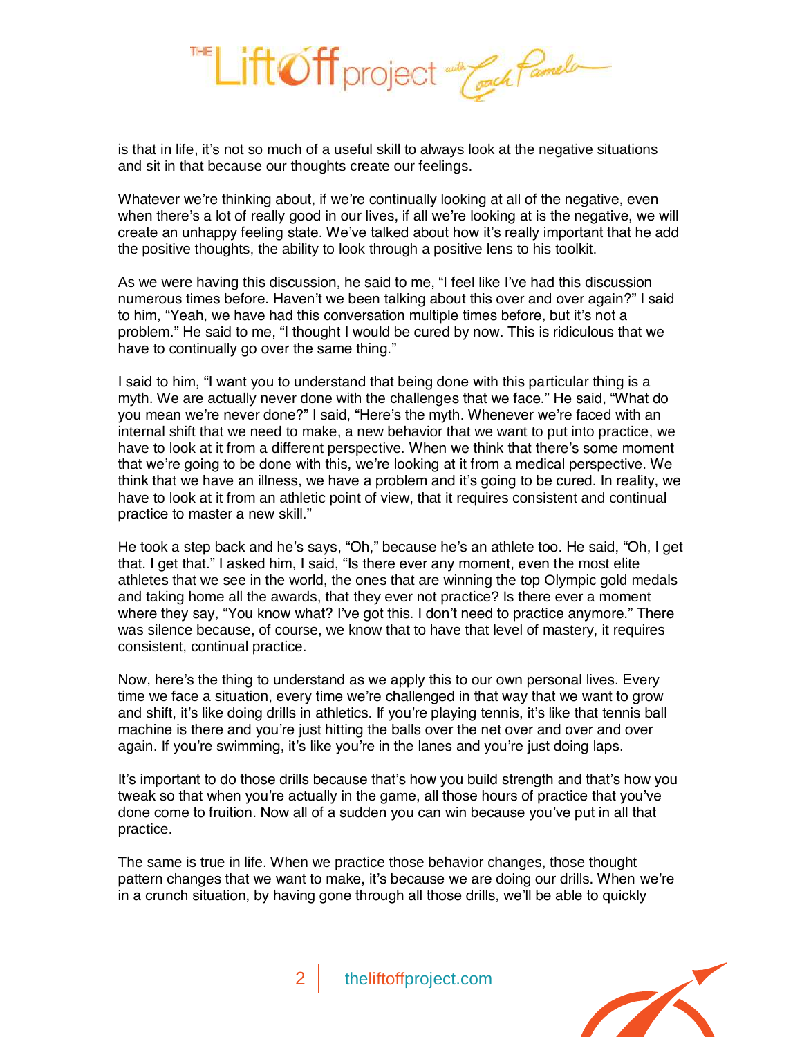is that in life, it's not so much of a useful skill to always look at the negative situations and sit in that because our thoughts create our feelings.

Whatever we're thinking about, if we're continually looking at all of the negative, even when there's a lot of really good in our lives, if all we're looking at is the negative, we will create an unhappy feeling state. We've talked about how it's really important that he add the positive thoughts, the ability to look through a positive lens to his toolkit.

As we were having this discussion, he said to me, "I feel like I've had this discussion numerous times before. Haven't we been talking about this over and over again?" I said to him, "Yeah, we have had this conversation multiple times before, but it's not a problem." He said to me, "I thought I would be cured by now. This is ridiculous that we have to continually go over the same thing."

I said to him, "I want you to understand that being done with this particular thing is a myth. We are actually never done with the challenges that we face." He said, "What do you mean we're never done?" I said, "Here's the myth. Whenever we're faced with an internal shift that we need to make, a new behavior that we want to put into practice, we have to look at it from a different perspective. When we think that there's some moment that we're going to be done with this, we're looking at it from a medical perspective. We think that we have an illness, we have a problem and it's going to be cured. In reality, we have to look at it from an athletic point of view, that it requires consistent and continual practice to master a new skill."

He took a step back and he's says, "Oh," because he's an athlete too. He said, "Oh, I get that. I get that." I asked him, I said, "Is there ever any moment, even the most elite athletes that we see in the world, the ones that are winning the top Olympic gold medals and taking home all the awards, that they ever not practice? Is there ever a moment where they say, "You know what? I've got this. I don't need to practice anymore." There was silence because, of course, we know that to have that level of mastery, it requires consistent, continual practice.

Now, here's the thing to understand as we apply this to our own personal lives. Every time we face a situation, every time we're challenged in that way that we want to grow and shift, it's like doing drills in athletics. If you're playing tennis, it's like that tennis ball machine is there and you're just hitting the balls over the net over and over again. If you're swimming, it's like you're in the lanes and you're just doing laps.

It's important to do those drills because that's how you build strength and that's how you tweak so that when you're actually in the game, all those hours of practice that you've done come to fruition. Now all of a sudden you can win because you've put in all that practice.

The same is true in life. When we practice those behavior changes, those thought pattern changes that we want to make, it's because we are doing our drills. When we're in a crunch situation, by having gone through all those drills, we'll be able to quickly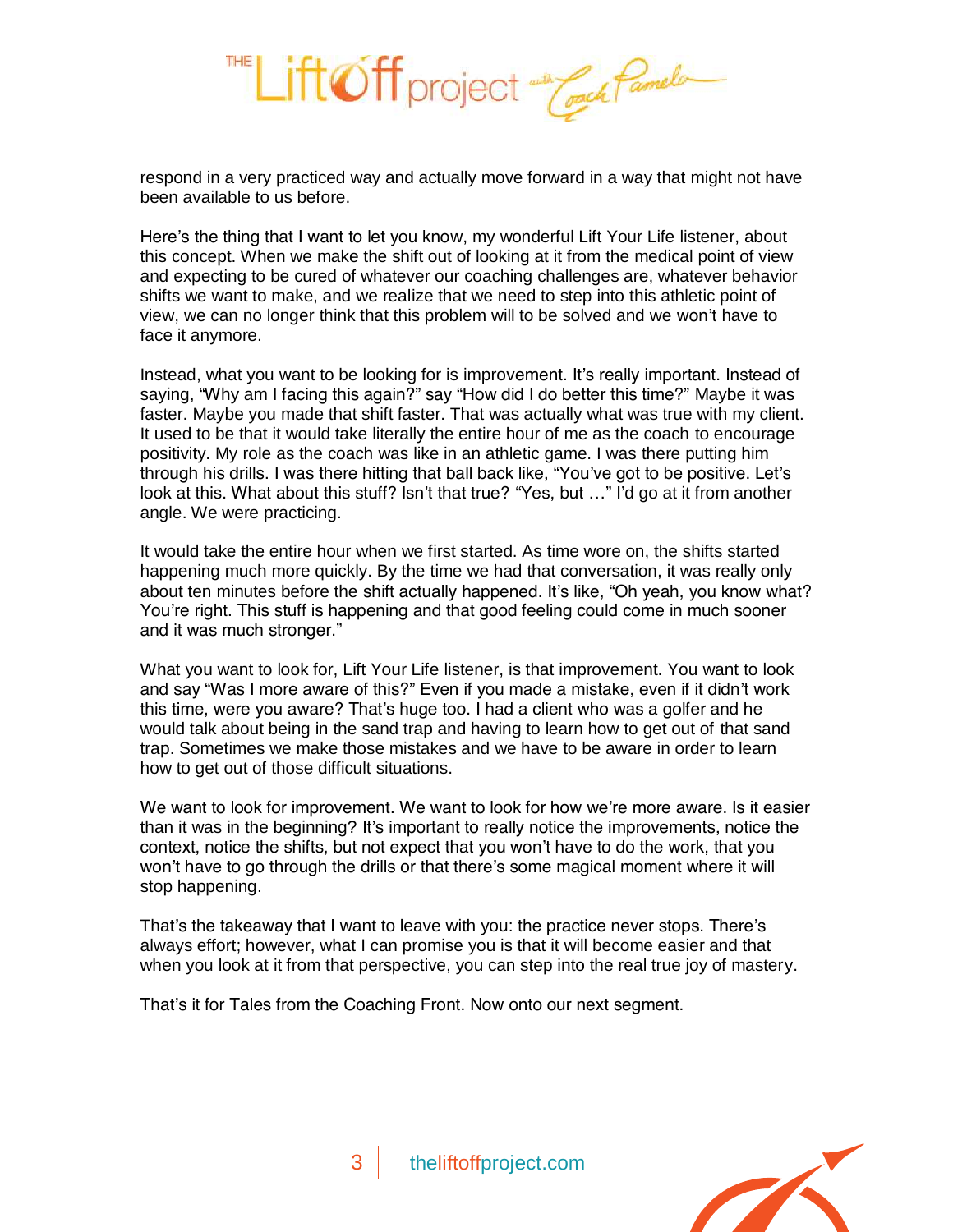respond in a very practiced way and actually move forward in a way that might not have been available to us before.

Here's the thing that I want to let you know, my wonderful Lift Your Life listener, about this concept. When we make the shift out of looking at it from the medical point of view and expecting to be cured of whatever our coaching challenges are, whatever behavior shifts we want to make, and we realize that we need to step into this athletic point of view, we can no longer think that this problem will to be solved and we won't have to face it anymore.

Instead, what you want to be looking for is improvement. It's really important. Instead of saying, "Why am I facing this again?" say "How did I do better this time?" Maybe it was faster. Maybe you made that shift faster. That was actually what was true with my client. It used to be that it would take literally the entire hour of me as the coach to encourage positivity. My role as the coach was like in an athletic game. I was there putting him through his drills. I was there hitting that ball back like, "You've got to be positive. Let's look at this. What about this stuff? Isn't that true? "Yes, but …" I'd go at it from another angle. We were practicing.

It would take the entire hour when we first started. As time wore on, the shifts started happening much more quickly. By the time we had that conversation, it was really only about ten minutes before the shift actually happened. It's like, "Oh yeah, you know what? You're right. This stuff is happening and that good feeling could come in much sooner and it was much stronger."

What you want to look for, Lift Your Life listener, is that improvement. You want to look and say "Was I more aware of this?" Even if you made a mistake, even if it didn't work this time, were you aware? That's huge too. I had a client who was a golfer and he would talk about being in the sand trap and having to learn how to get out of that sand trap. Sometimes we make those mistakes and we have to be aware in order to learn how to get out of those difficult situations.

We want to look for improvement. We want to look for how we're more aware. Is it easier than it was in the beginning? It's important to really notice the improvements, notice the context, notice the shifts, but not expect that you won't have to do the work, that you won't have to go through the drills or that there's some magical moment where it will stop happening.

That's the takeaway that I want to leave with you: the practice never stops. There's always effort; however, what I can promise you is that it will become easier and that when you look at it from that perspective, you can step into the real true joy of mastery.

That's it for Tales from the Coaching Front. Now onto our next segment.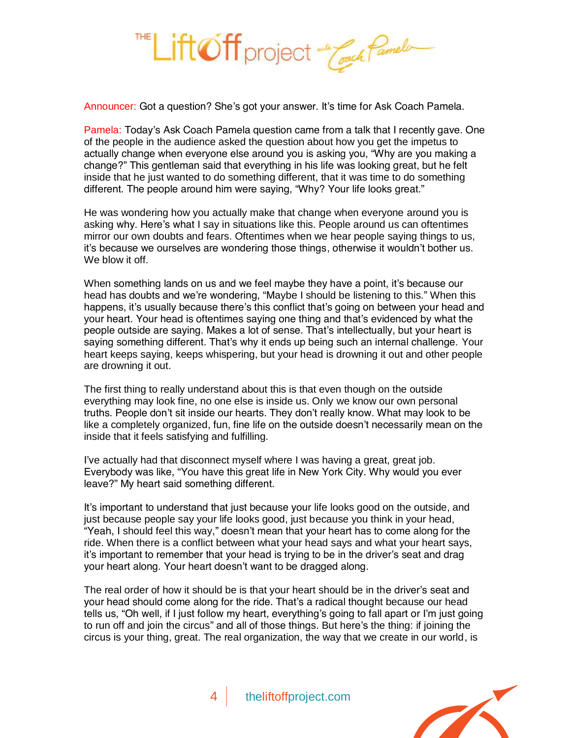Announcer: Got a question? She's got your answer. It's time for Ask Coach Pamela.

Pamela: Today's Ask Coach Pamela question came from a talk that I recently gave. One of the people in the audience asked the question about how you get the impetus to actually change when everyone else around you is asking you, "Why are you making a change?" This gentleman said that everything in his life was looking great, but he felt inside that he just wanted to do something different, that it was time to do something different. The people around him were saying, "Why? Your life looks great."

He was wondering how you actually make that change when everyone around you is asking why. Here's what I say in situations like this. People around us can oftentimes mirror our own doubts and fears. Oftentimes when we hear people saying things to us, it's because we ourselves are wondering those things, otherwise it wouldn't bother us. We blow it off.

When something lands on us and we feel maybe they have a point, it's because our head has doubts and we're wondering, "Maybe I should be listening to this." When this happens, it's usually because there's this conflict that's going on between your head and your heart. Your head is oftentimes saying one thing and that's evidenced by what the people outside are saying. Makes a lot of sense. That's intellectually, but your heart is saying something different. That's why it ends up being such an internal challenge. Your heart keeps saying, keeps whispering, but your head is drowning it out and other people are drowning it out.

The first thing to really understand about this is that even though on the outside everything may look fine, no one else is inside us. Only we know our own personal truths. People don't sit inside our hearts. They don't really know. What may look to be like a completely organized, fun, fine life on the outside doesn't necessarily mean on the inside that it feels satisfying and fulfilling.

I've actually had that disconnect myself where I was having a great, great job. Everybody was like, "You have this great life in New York City. Why would you ever leave?" My heart said something different.

It's important to understand that just because your life looks good on the outside, and just because people say your life looks good, just because you think in your head, "Yeah, I should feel this way," doesn't mean that your heart has to come along for the ride. When there is a conflict between what your head says and what your heart says, it's important to remember that your head is trying to be in the driver's seat and drag your heart along. Your heart doesn't want to be dragged along.

The real order of how it should be is that your heart should be in the driver's seat and your head should come along for the ride. That's a radical thought because our head tells us, "Oh well, if I just follow my heart, everything's going to fall apart or I'm just going to run off and join the circus" and all of those things. But here's the thing: if joining the circus is your thing, great. The real organization, the way that we create in our world, is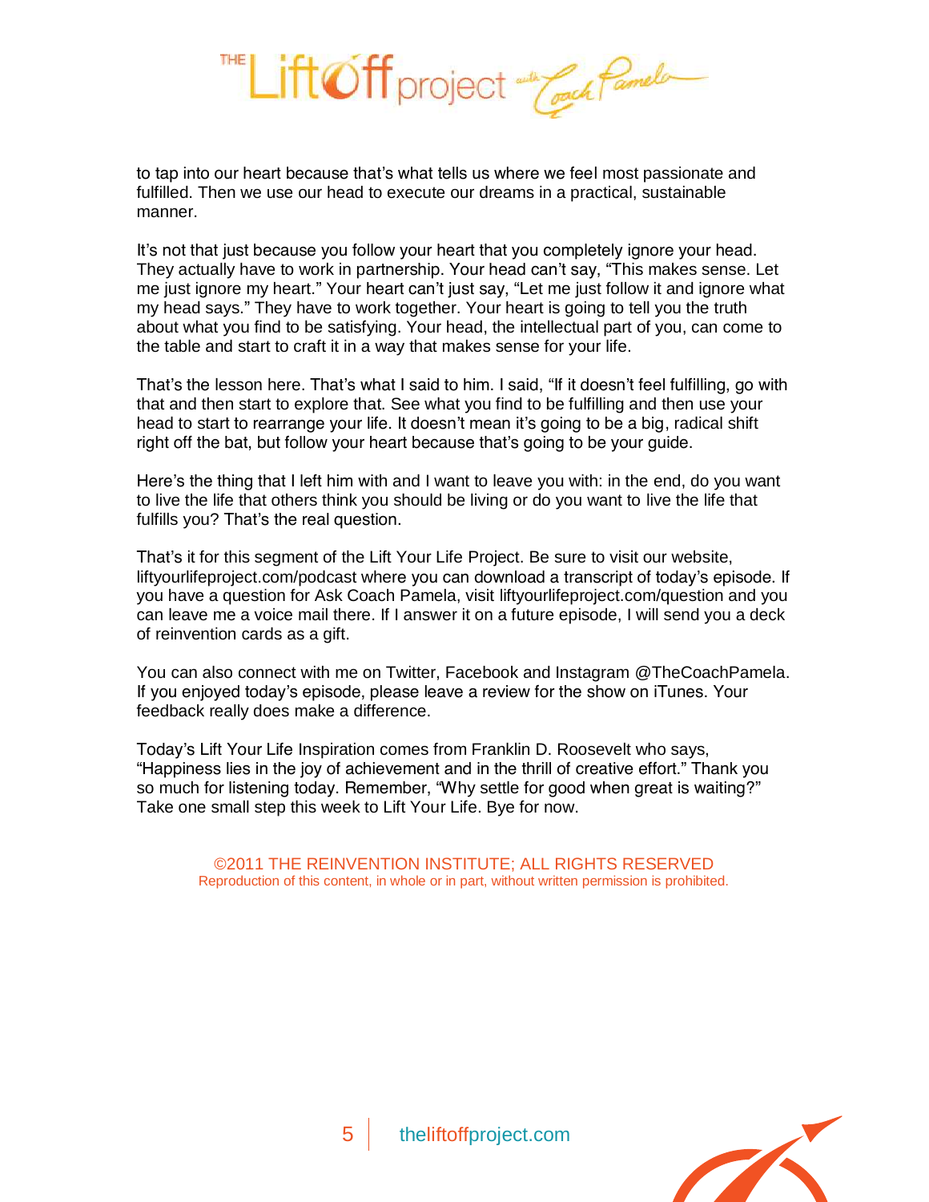to tap into our heart because that's what tells us where we feel most passionate and fulfilled. Then we use our head to execute our dreams in a practical, sustainable manner.

It's not that just because you follow your heart that you completely ignore your head. They actually have to work in partnership. Your head can't say, "This makes sense. Let me just ignore my heart." Your heart can't just say, "Let me just follow it and ignore what my head says." They have to work together. Your heart is going to tell you the truth about what you find to be satisfying. Your head, the intellectual part of you, can come to the table and start to craft it in a way that makes sense for your life.

That's the lesson here. That's what I said to him. I said, "If it doesn't feel fulfilling, go with that and then start to explore that. See what you find to be fulfilling and then use your head to start to rearrange your life. It doesn't mean it's going to be a big, radical shift right off the bat, but follow your heart because that's going to be your guide.

Here's the thing that I left him with and I want to leave you with: in the end, do you want to live the life that others think you should be living or do you want to live the life that fulfills you? That's the real question.

That's it for this segment of the Lift Your Life Project. Be sure to visit our website, liftyourlifeproject.com/podcast where you can download a transcript of today's episode. If you have a question for Ask Coach Pamela, visit liftyourlifeproject.com/question and you can leave me a voice mail there. If I answer it on a future episode, I will send you a deck of reinvention cards as a gift.

You can also connect with me on Twitter, Facebook and Instagram @TheCoachPamela. If you enjoyed today's episode, please leave a review for the show on iTunes. Your feedback really does make a difference.

Today's Lift Your Life Inspiration comes from Franklin D. Roosevelt who says, "Happiness lies in the joy of achievement and in the thrill of creative effort." Thank you so much for listening today. Remember, "Why settle for good when great is waiting?" Take one small step this week to Lift Your Life. Bye for now.

©2011 THE REINVENTION INSTITUTE; ALL RIGHTS RESERVED
Reproduction of this content, in whole or in part, without written permission is prohibited.